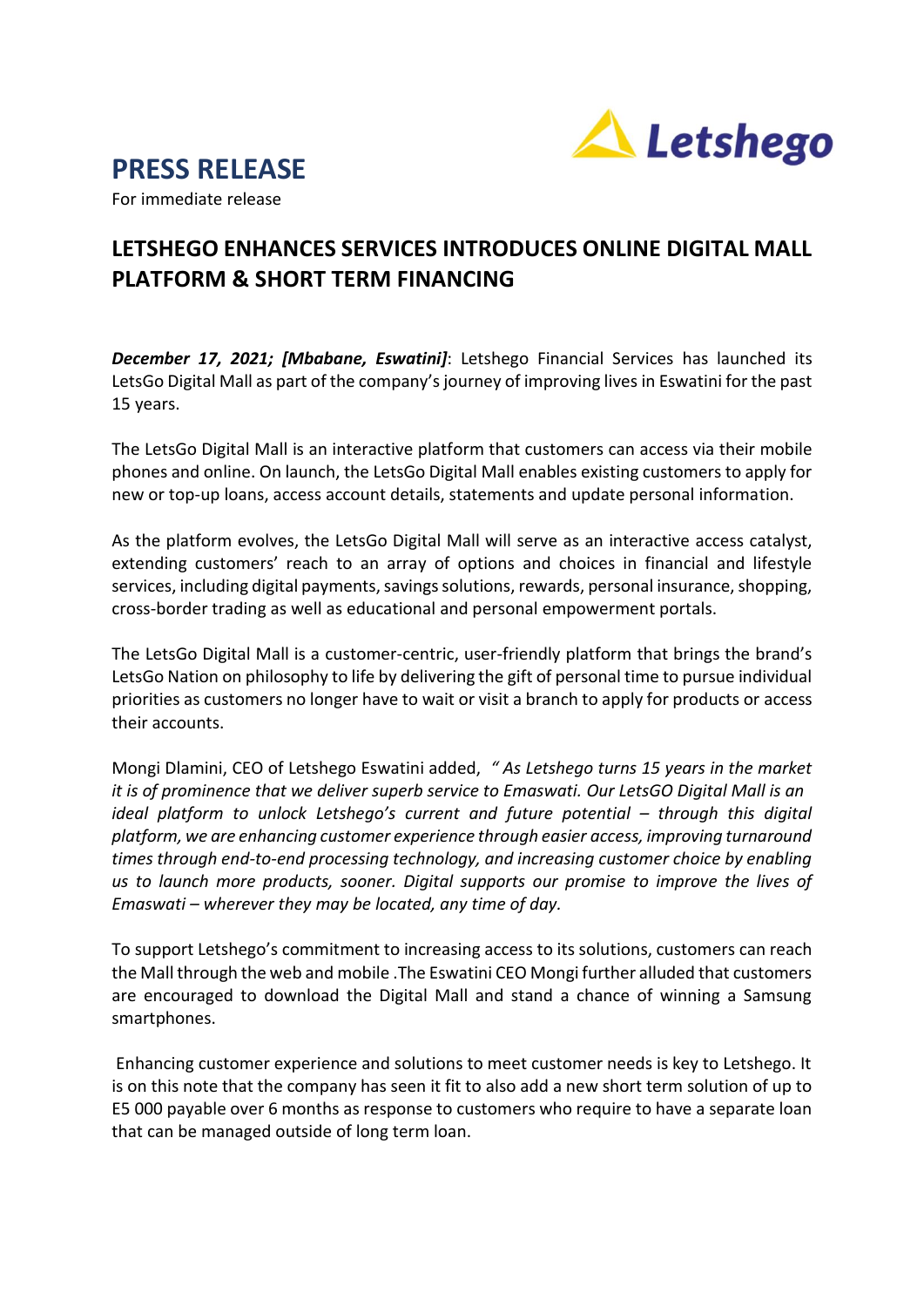# PRESS RELEASE

For immediate release

## LETSHEGO ENHANCES SERVICES INTRODUCES ONLINE DIGITAL MALL PLATFORM & SHORT TERM FINANCING

***December 17, 2021; [Mbabane, Eswatini]***: Letshego Financial Services has launched its LetsGo Digital Mall as part of the company's journey of improving lives in Eswatini for the past 15 years.

The LetsGo Digital Mall is an interactive platform that customers can access via their mobile phones and online. On launch, the LetsGo Digital Mall enables existing customers to apply for new or top-up loans, access account details, statements and update personal information.

As the platform evolves, the LetsGo Digital Mall will serve as an interactive access catalyst, extending customers' reach to an array of options and choices in financial and lifestyle services, including digital payments, savings solutions, rewards, personal insurance, shopping, cross-border trading as well as educational and personal empowerment portals.

The LetsGo Digital Mall is a customer-centric, user-friendly platform that brings the brand's LetsGo Nation on philosophy to life by delivering the gift of personal time to pursue individual priorities as customers no longer have to wait or visit a branch to apply for products or access their accounts.

Mongi Dlamini, CEO of Letshego Eswatini added, *" As Letshego turns 15 years in the market it is of prominence that we deliver superb service to Emaswati. Our LetsGO Digital Mall is an ideal platform to unlock Letshego's current and future potential – through this digital platform, we are enhancing customer experience through easier access, improving turnaround times through end-to-end processing technology, and increasing customer choice by enabling us to launch more products, sooner. Digital supports our promise to improve the lives of Emaswati – wherever they may be located, any time of day.*

To support Letshego's commitment to increasing access to its solutions, customers can reach the Mall through the web and mobile .The Eswatini CEO Mongi further alluded that customers are encouraged to download the Digital Mall and stand a chance of winning a Samsung smartphones.

Enhancing customer experience and solutions to meet customer needs is key to Letshego. It is on this note that the company has seen it fit to also add a new short term solution of up to E5 000 payable over 6 months as response to customers who require to have a separate loan that can be managed outside of long term loan.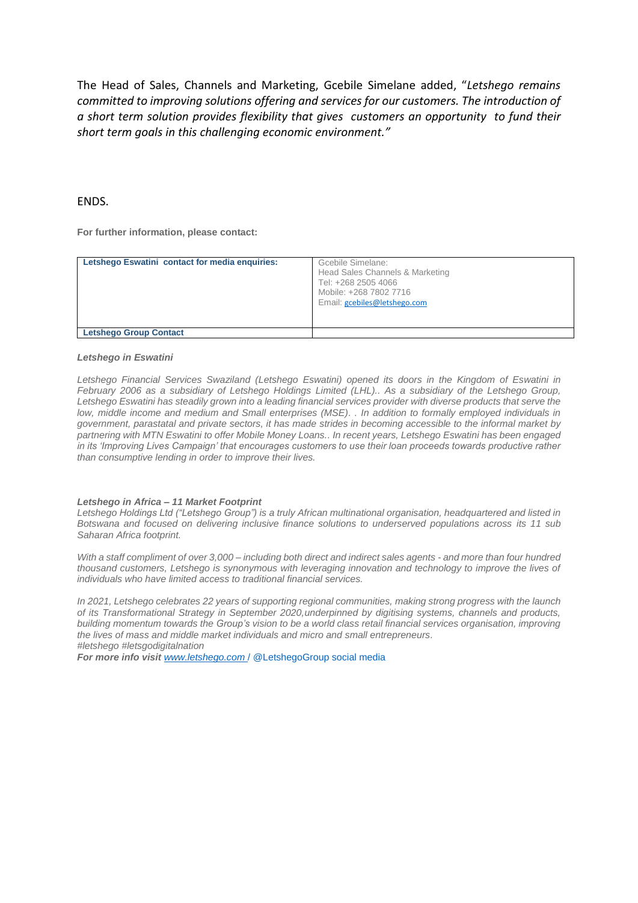The Head of Sales, Channels and Marketing, Gcebile Simelane added, "*Letshego remains committed to improving solutions offering and services for our customers. The introduction of a short term solution provides flexibility that gives customers an opportunity to fund their short term goals in this challenging economic environment.*"

ENDS.

**For further information, please contact:**

| | |
|---|---|
| **Letshego Eswatini contact for media enquiries:** | Gcebile Simelane:<br>Head Sales Channels & Marketing<br>Tel: +268 2505 4066<br>Mobile: +268 7802 7716<br>Email: gcebiles@letshego.com |
| **Letshego Group Contact** | |

***Letshego in Eswatini***

*Letshego Financial Services Swaziland (Letshego Eswatini) opened its doors in the Kingdom of Eswatini in February 2006 as a subsidiary of Letshego Holdings Limited (LHL).. As a subsidiary of the Letshego Group, Letshego Eswatini has steadily grown into a leading financial services provider with diverse products that serve the low, middle income and medium and Small enterprises (MSE). . In addition to formally employed individuals in government, parastatal and private sectors, it has made strides in becoming accessible to the informal market by partnering with MTN Eswatini to offer Mobile Money Loans.. In recent years, Letshego Eswatini has been engaged in its 'Improving Lives Campaign' that encourages customers to use their loan proceeds towards productive rather than consumptive lending in order to improve their lives.*

***Letshego in Africa – 11 Market Footprint***

*Letshego Holdings Ltd ("Letshego Group") is a truly African multinational organisation, headquartered and listed in Botswana and focused on delivering inclusive finance solutions to underserved populations across its 11 sub Saharan Africa footprint.*

*With a staff compliment of over 3,000 – including both direct and indirect sales agents - and more than four hundred thousand customers, Letshego is synonymous with leveraging innovation and technology to improve the lives of individuals who have limited access to traditional financial services.*

*In 2021, Letshego celebrates 22 years of supporting regional communities, making strong progress with the launch of its Transformational Strategy in September 2020,underpinned by digitising systems, channels and products, building momentum towards the Group's vision to be a world class retail financial services organisation, improving the lives of mass and middle market individuals and micro and small entrepreneurs.*
*#letshego #letsgodigitalnation*
***For more info visit** www.letshego.com* / @LetshegoGroup social media